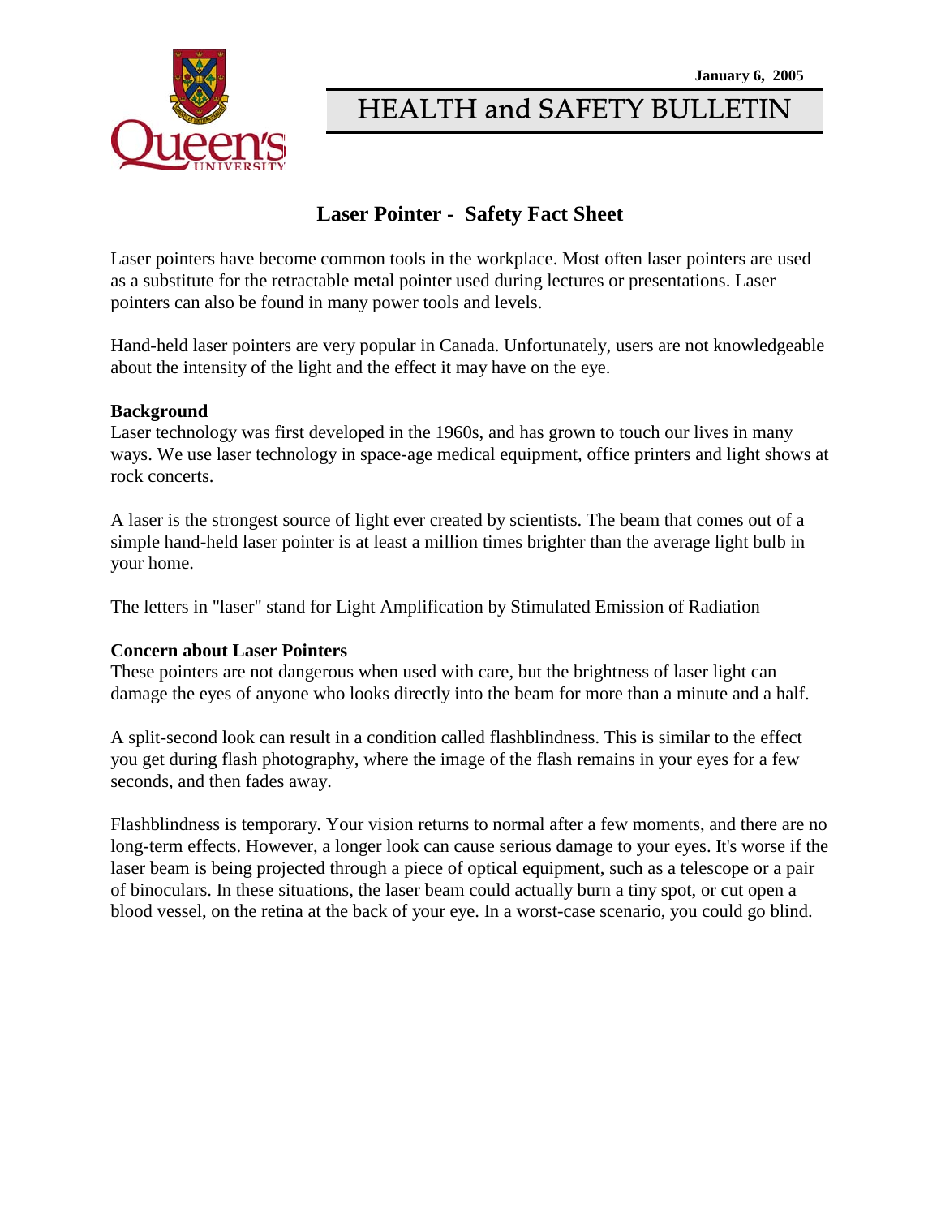January 6, 2005

# HEALTH and SAFETY BULLETIN

## Laser Pointer - Safety Fact Sheet

Laser pointers have become common tools in the workplace. Most often laser pointers are used as a substitute for the retractable metal pointer used during lectures or presentations. Laser pointers can also be found in many power tools and levels.

Hand-held laser pointers are very popular in Canada. Unfortunately, users are not knowledgeable about the intensity of the light and the effect it may have on the eye.

**Background**
Laser technology was first developed in the 1960s, and has grown to touch our lives in many ways. We use laser technology in space-age medical equipment, office printers and light shows at rock concerts.

A laser is the strongest source of light ever created by scientists. The beam that comes out of a simple hand-held laser pointer is at least a million times brighter than the average light bulb in your home.

The letters in "laser" stand for Light Amplification by Stimulated Emission of Radiation

**Concern about Laser Pointers**
These pointers are not dangerous when used with care, but the brightness of laser light can damage the eyes of anyone who looks directly into the beam for more than a minute and a half.

A split-second look can result in a condition called flashblindness. This is similar to the effect you get during flash photography, where the image of the flash remains in your eyes for a few seconds, and then fades away.

Flashblindness is temporary. Your vision returns to normal after a few moments, and there are no long-term effects. However, a longer look can cause serious damage to your eyes. It's worse if the laser beam is being projected through a piece of optical equipment, such as a telescope or a pair of binoculars. In these situations, the laser beam could actually burn a tiny spot, or cut open a blood vessel, on the retina at the back of your eye. In a worst-case scenario, you could go blind.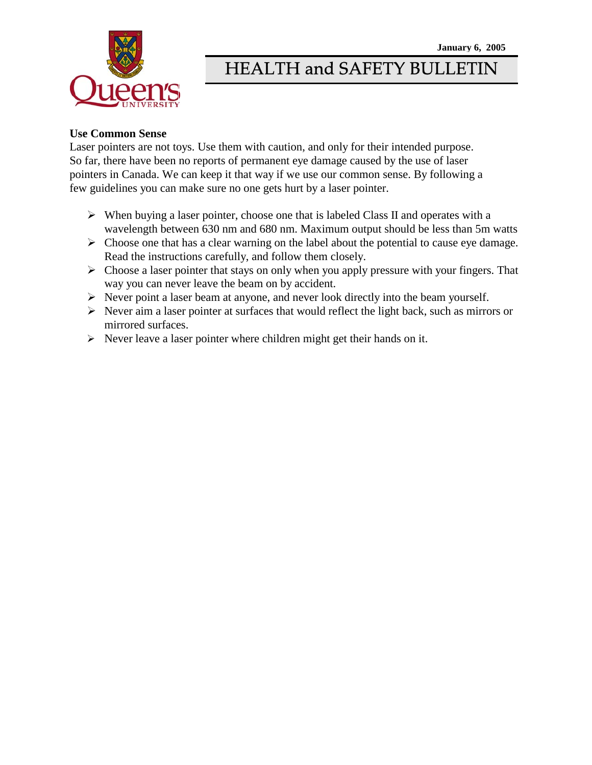January 6, 2005

# HEALTH and SAFETY BULLETIN

**Use Common Sense**

Laser pointers are not toys. Use them with caution, and only for their intended purpose. So far, there have been no reports of permanent eye damage caused by the use of laser pointers in Canada. We can keep it that way if we use our common sense. By following a few guidelines you can make sure no one gets hurt by a laser pointer.

- When buying a laser pointer, choose one that is labeled Class II and operates with a wavelength between 630 nm and 680 nm. Maximum output should be less than 5m watts
- Choose one that has a clear warning on the label about the potential to cause eye damage. Read the instructions carefully, and follow them closely.
- Choose a laser pointer that stays on only when you apply pressure with your fingers. That way you can never leave the beam on by accident.
- Never point a laser beam at anyone, and never look directly into the beam yourself.
- Never aim a laser pointer at surfaces that would reflect the light back, such as mirrors or mirrored surfaces.
- Never leave a laser pointer where children might get their hands on it.